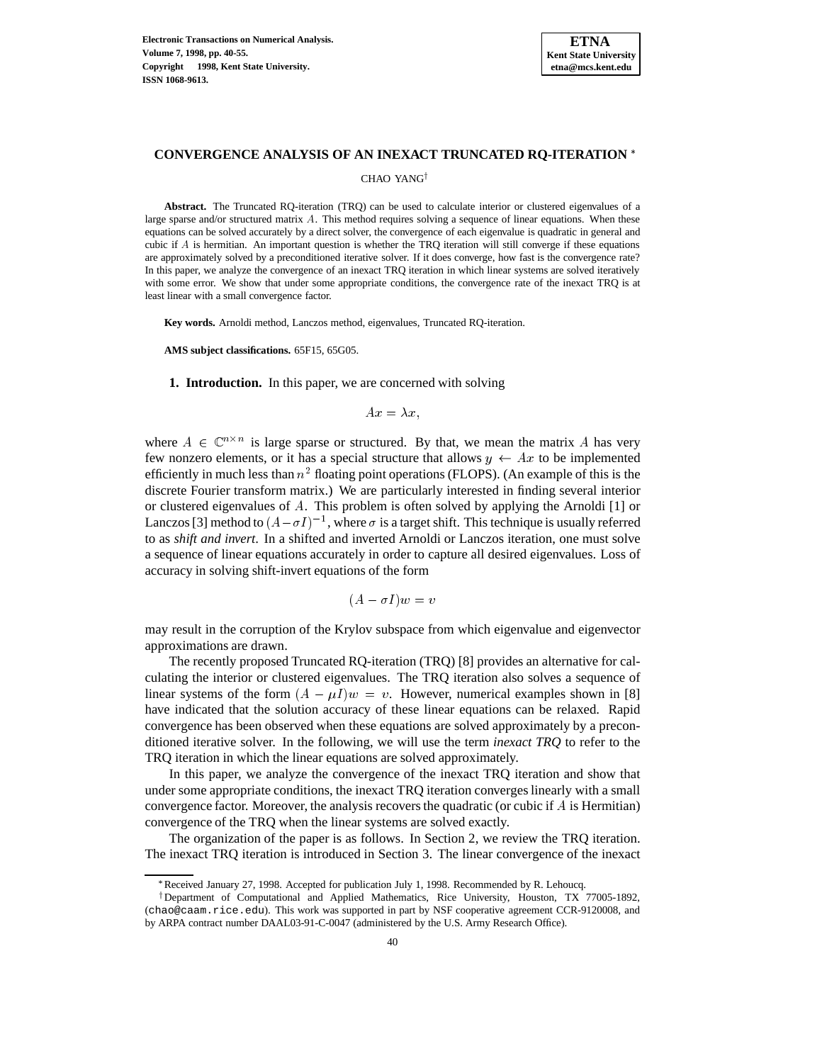# CONVERGENCE ANALYSIS OF AN INEXACT TRUNCATED RQ-ITERATION [*]

CHAO YANG[†]

**Abstract.** The Truncated RQ-iteration (TRQ) can be used to calculate interior or clustered eigenvalues of a large sparse and/or structured matrix $A$. This method requires solving a sequence of linear equations. When these equations can be solved accurately by a direct solver, the convergence of each eigenvalue is quadratic in general and cubic if $A$ is hermitian. An important question is whether the TRQ iteration will still converge if these equations are approximately solved by a preconditioned iterative solver. If it does converge, how fast is the convergence rate? In this paper, we analyze the convergence of an inexact TRQ iteration in which linear systems are solved iteratively with some error. We show that under some appropriate conditions, the convergence rate of the inexact TRQ is at least linear with a small convergence factor.

**Key words.** Arnoldi method, Lanczos method, eigenvalues, Truncated RQ-iteration.

**AMS subject classifications.** 65F15, 65G05.

## 1. Introduction.

In this paper, we are concerned with solving

$$Ax = \lambda x,$$

where $A \in \mathbb{C}^{n \times n}$ is large sparse or structured. By that, we mean the matrix $A$ has very few nonzero elements, or it has a special structure that allows $y \leftarrow Ax$ to be implemented efficiently in much less than $n^2$ floating point operations (FLOPS). (An example of this is the discrete Fourier transform matrix.) We are particularly interested in finding several interior or clustered eigenvalues of $A$. This problem is often solved by applying the Arnoldi [1] or Lanczos [3] method to $(A - \sigma I)^{-1}$, where $\sigma$ is a target shift. This technique is usually referred to as *shift and invert*. In a shifted and inverted Arnoldi or Lanczos iteration, one must solve a sequence of linear equations accurately in order to capture all desired eigenvalues. Loss of accuracy in solving shift-invert equations of the form

$$(A - \sigma I)w = v$$

may result in the corruption of the Krylov subspace from which eigenvalue and eigenvector approximations are drawn.

The recently proposed Truncated RQ-iteration (TRQ) [8] provides an alternative for calculating the interior or clustered eigenvalues. The TRQ iteration also solves a sequence of linear systems of the form $(A - \mu I)w = v$. However, numerical examples shown in [8] have indicated that the solution accuracy of these linear equations can be relaxed. Rapid convergence has been observed when these equations are solved approximately by a preconditioned iterative solver. In the following, we will use the term *inexact TRQ* to refer to the TRQ iteration in which the linear equations are solved approximately.

In this paper, we analyze the convergence of the inexact TRQ iteration and show that under some appropriate conditions, the inexact TRQ iteration converges linearly with a small convergence factor. Moreover, the analysis recovers the quadratic (or cubic if $A$ is Hermitian) convergence of the TRQ when the linear systems are solved exactly.

The organization of the paper is as follows. In Section 2, we review the TRQ iteration. The inexact TRQ iteration is introduced in Section 3. The linear convergence of the inexact

---

[*] Received January 27, 1998. Accepted for publication July 1, 1998. Recommended by R. Lehoucq.

[†] Department of Computational and Applied Mathematics, Rice University, Houston, TX 77005-1892, (chao@caam.rice.edu). This work was supported in part by NSF cooperative agreement CCR-9120008, and by ARPA contract number DAAL03-91-C-0047 (administered by the U.S. Army Research Office).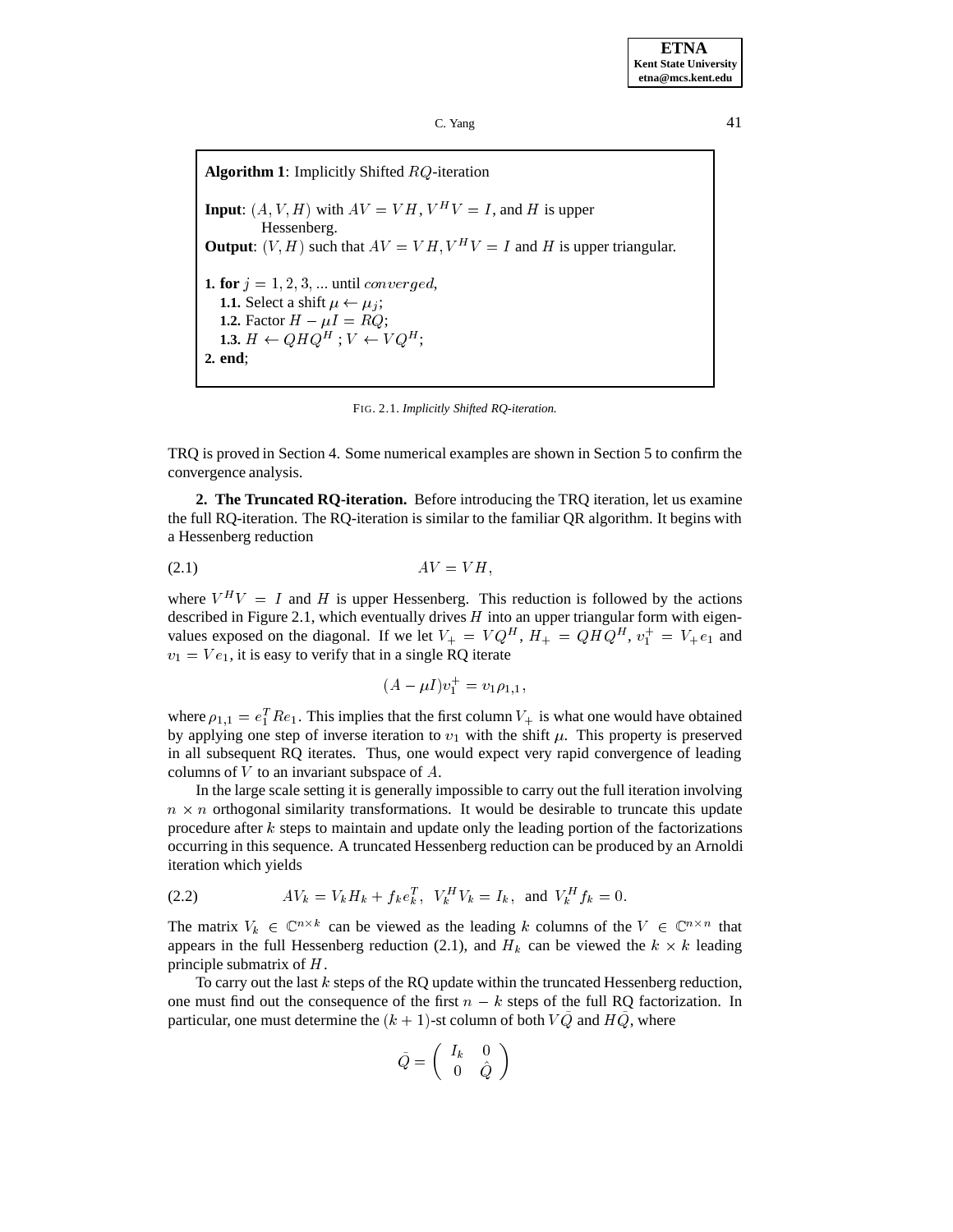**Algorithm 1**: Implicitly Shifted $RQ$-iteration

**Input**: $(A, V, H)$ with $AV = VH$, $V^H V = I$, and $H$ is upper Hessenberg.
**Output**: $(V, H)$ such that $AV = VH, V^H V = I$ and $H$ is upper triangular.

**1. for** $j = 1, 2, 3, \ldots$ until $converged$,
  **1.1.** Select a shift $\mu \leftarrow \mu_j$;
  **1.2.** Factor $H - \mu I = RQ$;
  **1.3.** $H \leftarrow QHQ^H$ ; $V \leftarrow VQ^H$;
**2. end**;

FIG. 2.1. *Implicitly Shifted RQ-iteration.*

TRQ is proved in Section 4. Some numerical examples are shown in Section 5 to confirm the convergence analysis.

## 2. The Truncated RQ-iteration.

Before introducing the TRQ iteration, let us examine the full RQ-iteration. The RQ-iteration is similar to the familiar QR algorithm. It begins with a Hessenberg reduction

$$AV = VH, \tag{2.1}$$

where $V^H V = I$ and $H$ is upper Hessenberg. This reduction is followed by the actions described in Figure 2.1, which eventually drives $H$ into an upper triangular form with eigenvalues exposed on the diagonal. If we let $V_+ = VQ^H$, $H_+ = QHQ^H$, $v_1^+ = V_+ e_1$ and $v_1 = Ve_1$, it is easy to verify that in a single RQ iterate

$$(A - \mu I)v_1^+ = v_1 \rho_{1,1},$$

where $\rho_{1,1} = e_1^T R e_1$. This implies that the first column $V_+$ is what one would have obtained by applying one step of inverse iteration to $v_1$ with the shift $\mu$. This property is preserved in all subsequent RQ iterates. Thus, one would expect very rapid convergence of leading columns of $V$ to an invariant subspace of $A$.

In the large scale setting it is generally impossible to carry out the full iteration involving $n \times n$ orthogonal similarity transformations. It would be desirable to truncate this update procedure after $k$ steps to maintain and update only the leading portion of the factorizations occurring in this sequence. A truncated Hessenberg reduction can be produced by an Arnoldi iteration which yields

$$AV_k = V_k H_k + f_k e_k^T, \;\; V_k^H V_k = I_k, \;\text{ and } V_k^H f_k = 0. \tag{2.2}$$

The matrix $V_k \in \mathbb{C}^{n \times k}$ can be viewed as the leading $k$ columns of the $V \in \mathbb{C}^{n \times n}$ that appears in the full Hessenberg reduction (2.1), and $H_k$ can be viewed the $k \times k$ leading principle submatrix of $H$.

To carry out the last $k$ steps of the RQ update within the truncated Hessenberg reduction, one must find out the consequence of the first $n - k$ steps of the full RQ factorization. In particular, one must determine the $(k+1)$-st column of both $V\bar{Q}$ and $H\bar{Q}$, where

$$\bar{Q} = \begin{pmatrix} I_k & 0 \\ 0 & \hat{Q} \end{pmatrix}$$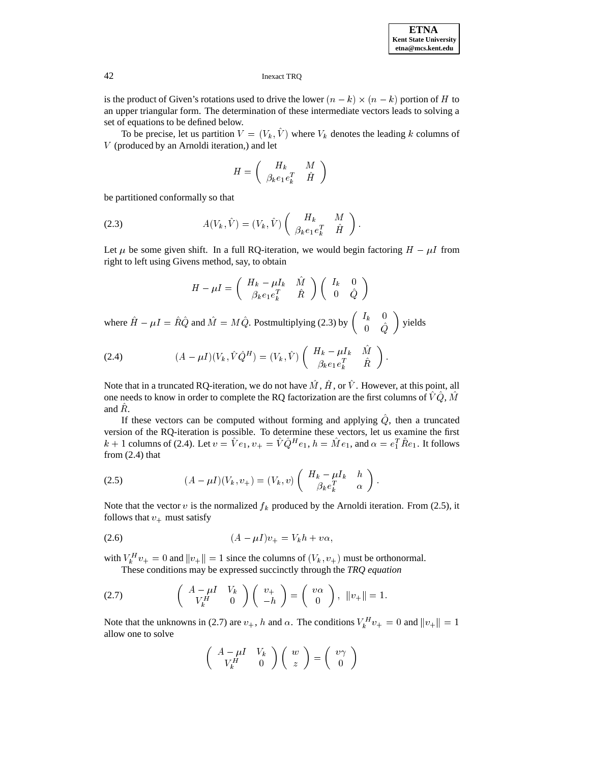is the product of Given's rotations used to drive the lower $(n-k)\times(n-k)$ portion of $H$ to an upper triangular form. The determination of these intermediate vectors leads to solving a set of equations to be defined below.

To be precise, let us partition $V=(V_k,\hat{V})$ where $V_k$ denotes the leading $k$ columns of $V$ (produced by an Arnoldi iteration,) and let

$$H=\begin{pmatrix} H_k & M \\ \beta_k e_1 e_k^T & \hat{H} \end{pmatrix}$$

be partitioned conformally so that

$$A(V_k,\hat{V})=(V_k,\hat{V})\begin{pmatrix} H_k & M \\ \beta_k e_1 e_k^T & \hat{H} \end{pmatrix}. \tag{2.3}$$

Let $\mu$ be some given shift. In a full RQ-iteration, we would begin factoring $H-\mu I$ from right to left using Givens method, say, to obtain

$$H-\mu I=\begin{pmatrix} H_k-\mu I_k & \hat{M} \\ \beta_k e_1 e_k^T & \hat{R} \end{pmatrix}\begin{pmatrix} I_k & 0 \\ 0 & \hat{Q} \end{pmatrix}$$

where $\hat{H}-\mu I=\hat{R}\hat{Q}$ and $\hat{M}=M\hat{Q}$. Postmultiplying (2.3) by $\begin{pmatrix} I_k & 0 \\ 0 & \hat{Q} \end{pmatrix}$ yields

$$(A-\mu I)(V_k,\hat{V}\hat{Q}^H)=(V_k,\hat{V})\begin{pmatrix} H_k-\mu I_k & \hat{M} \\ \beta_k e_1 e_k^T & \hat{R} \end{pmatrix}. \tag{2.4}$$

Note that in a truncated RQ-iteration, we do not have $\hat{M}$, $\hat{H}$, or $\hat{V}$. However, at this point, all one needs to know in order to complete the RQ factorization are the first columns of $\hat{V}\hat{Q}$, $\hat{M}$ and $\hat{R}$.

If these vectors can be computed without forming and applying $\hat{Q}$, then a truncated version of the RQ-iteration is possible. To determine these vectors, let us examine the first $k+1$ columns of (2.4). Let $v=\hat{V}e_1$, $v_+=\hat{V}\hat{Q}^He_1$, $h=\hat{M}e_1$, and $\alpha=e_1^T\hat{R}e_1$. It follows from (2.4) that

$$(A-\mu I)(V_k,v_+)=(V_k,v)\begin{pmatrix} H_k-\mu I_k & h \\ \beta_k e_k^T & \alpha \end{pmatrix}. \tag{2.5}$$

Note that the vector $v$ is the normalized $f_k$ produced by the Arnoldi iteration. From (2.5), it follows that $v_+$ must satisfy

$$(A-\mu I)v_+=V_kh+v\alpha, \tag{2.6}$$

with $V_k^Hv_+=0$ and $\|v_+\|=1$ since the columns of $(V_k,v_+)$ must be orthonormal.

These conditions may be expressed succinctly through the *TRQ equation*

$$\begin{pmatrix} A-\mu I & V_k \\ V_k^H & 0 \end{pmatrix}\begin{pmatrix} v_+ \\ -h \end{pmatrix}=\begin{pmatrix} v\alpha \\ 0 \end{pmatrix},\ \ \|v_+\|=1. \tag{2.7}$$

Note that the unknowns in (2.7) are $v_+$, $h$ and $\alpha$. The conditions $V_k^Hv_+=0$ and $\|v_+\|=1$ allow one to solve

$$\begin{pmatrix} A-\mu I & V_k \\ V_k^H & 0 \end{pmatrix}\begin{pmatrix} w \\ z \end{pmatrix}=\begin{pmatrix} v\gamma \\ 0 \end{pmatrix}$$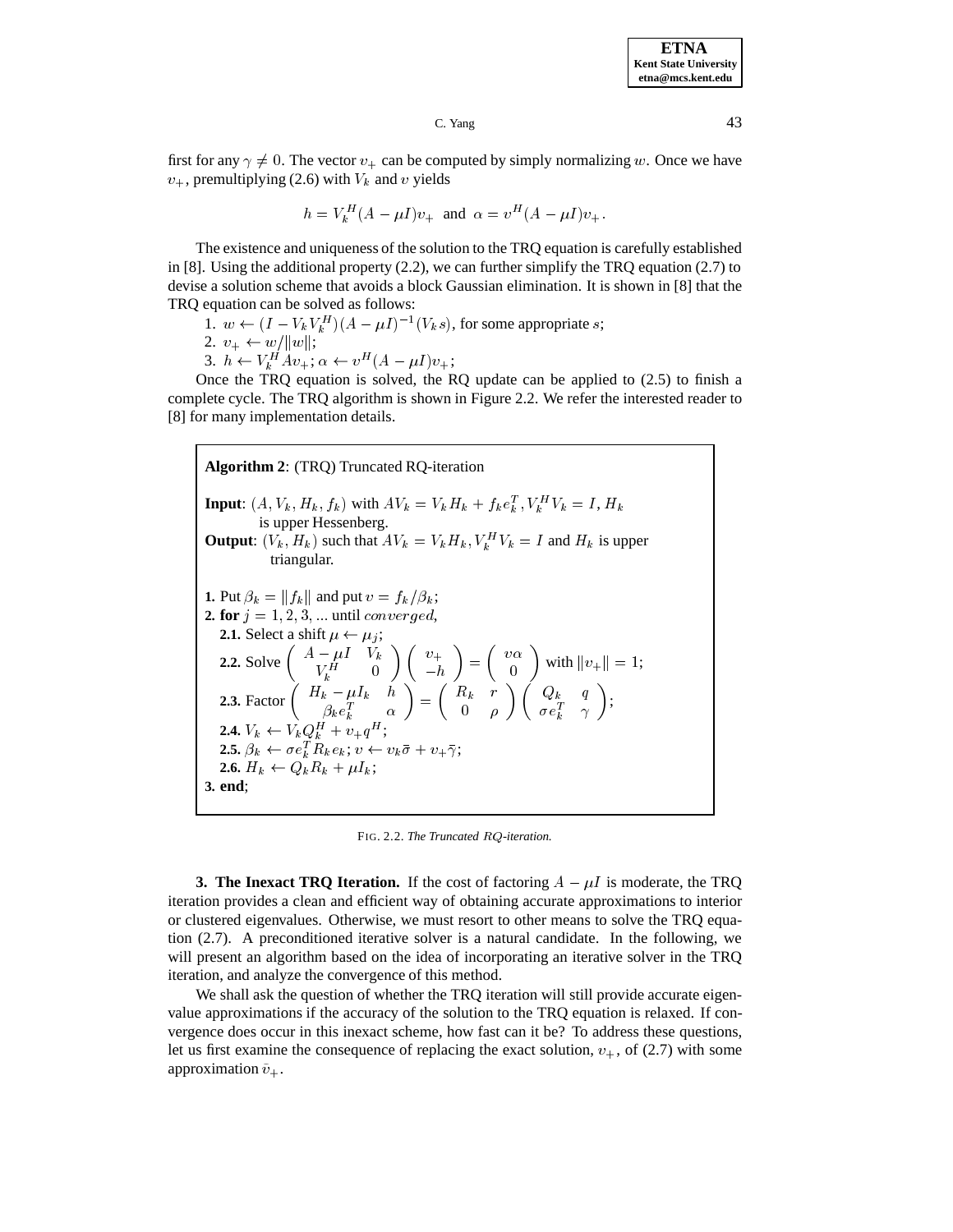first for any $\gamma \neq 0$. The vector $v_+$ can be computed by simply normalizing $w$. Once we have $v_+$, premultiplying (2.6) with $V_k$ and $v$ yields

$$h = V_k^H (A - \mu I) v_+ \text{ and } \alpha = v^H (A - \mu I) v_+.$$

The existence and uniqueness of the solution to the TRQ equation is carefully established in [8]. Using the additional property (2.2), we can further simplify the TRQ equation (2.7) to devise a solution scheme that avoids a block Gaussian elimination. It is shown in [8] that the TRQ equation can be solved as follows:

1. $w \leftarrow (I - V_k V_k^H)(A - \mu I)^{-1}(V_k s)$, for some appropriate $s$;
2. $v_+ \leftarrow w / \|w\|$;
3. $h \leftarrow V_k^H A v_+$; $\alpha \leftarrow v^H (A - \mu I) v_+$;

Once the TRQ equation is solved, the RQ update can be applied to (2.5) to finish a complete cycle. The TRQ algorithm is shown in Figure 2.2. We refer the interested reader to [8] for many implementation details.

**Algorithm 2**: (TRQ) Truncated RQ-iteration

**Input**: $(A, V_k, H_k, f_k)$ with $AV_k = V_k H_k + f_k e_k^T, V_k^H V_k = I, H_k$ is upper Hessenberg.

**Output**: $(V_k, H_k)$ such that $AV_k = V_k H_k, V_k^H V_k = I$ and $H_k$ is upper triangular.

**1.** Put $\beta_k = \|f_k\|$ and put $v = f_k / \beta_k$;

**2. for** $j = 1, 2, 3, \ldots$ until $converged$,

  **2.1.** Select a shift $\mu \leftarrow \mu_j$;

  **2.2.** Solve $\begin{pmatrix} A - \mu I & V_k \\ V_k^H & 0 \end{pmatrix} \begin{pmatrix} v_+ \\ -h \end{pmatrix} = \begin{pmatrix} v\alpha \\ 0 \end{pmatrix}$ with $\|v_+\| = 1$;

  **2.3.** Factor $\begin{pmatrix} H_k - \mu I_k & h \\ \beta_k e_k^T & \alpha \end{pmatrix} = \begin{pmatrix} R_k & r \\ 0 & \rho \end{pmatrix} \begin{pmatrix} Q_k & q \\ \sigma e_k^T & \gamma \end{pmatrix}$;

  **2.4.** $V_k \leftarrow V_k Q_k^H + v_+ q^H$;

  **2.5.** $\beta_k \leftarrow \sigma e_k^T R_k e_k$; $v \leftarrow v_k \bar{\sigma} + v_+ \bar{\gamma}$;

  **2.6.** $H_k \leftarrow Q_k R_k + \mu I_k$;

**3. end**;

FIG. 2.2. *The Truncated $RQ$-iteration.*

**3. The Inexact TRQ Iteration.** If the cost of factoring $A - \mu I$ is moderate, the TRQ iteration provides a clean and efficient way of obtaining accurate approximations to interior or clustered eigenvalues. Otherwise, we must resort to other means to solve the TRQ equation (2.7). A preconditioned iterative solver is a natural candidate. In the following, we will present an algorithm based on the idea of incorporating an iterative solver in the TRQ iteration, and analyze the convergence of this method.

We shall ask the question of whether the TRQ iteration will still provide accurate eigenvalue approximations if the accuracy of the solution to the TRQ equation is relaxed. If convergence does occur in this inexact scheme, how fast can it be? To address these questions, let us first examine the consequence of replacing the exact solution, $v_+$, of (2.7) with some approximation $\bar{v}_+$.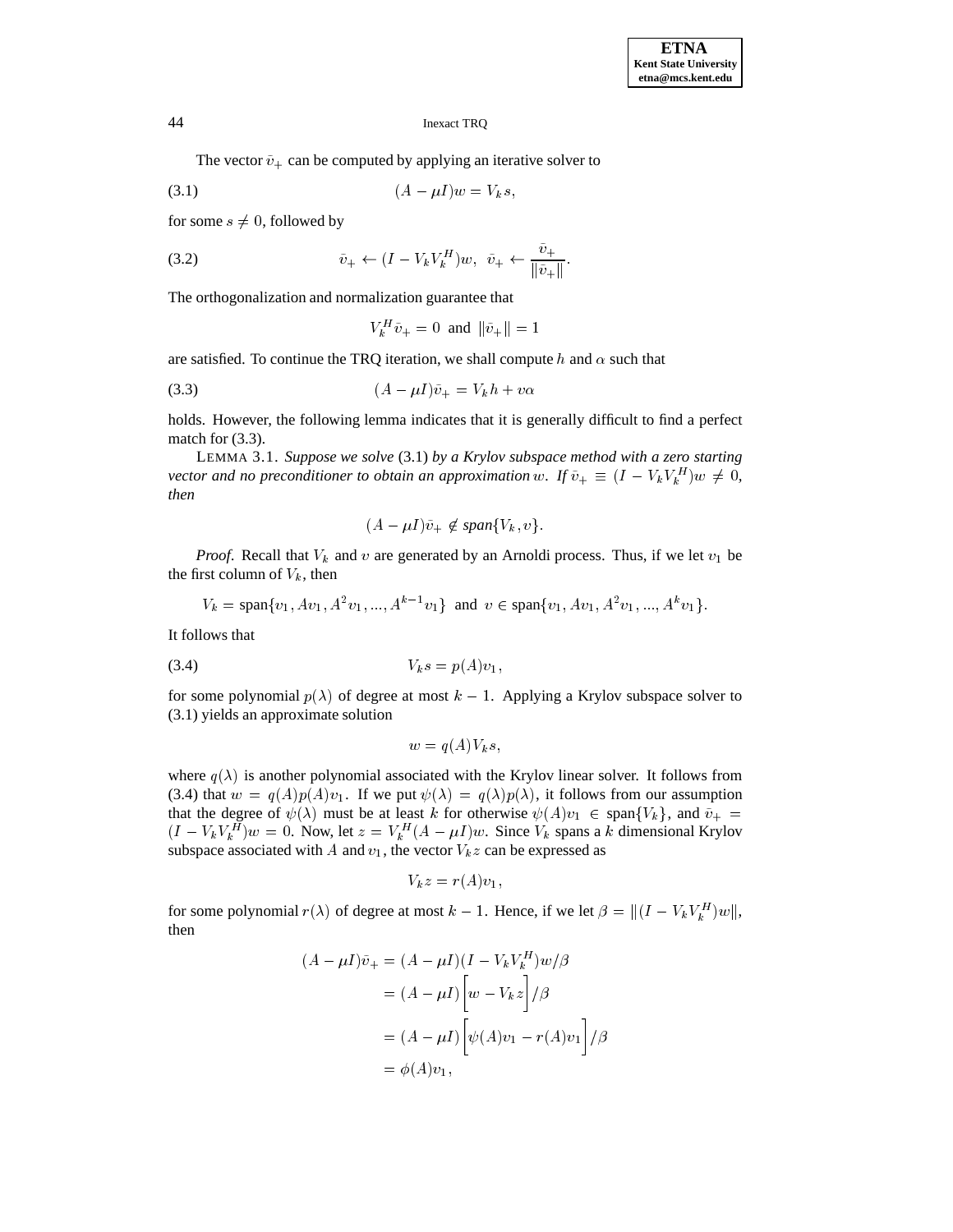The vector $\bar{v}_+$ can be computed by applying an iterative solver to

$$(A - \mu I)w = V_k s, \tag{3.1}$$

for some $s \neq 0$, followed by

$$\bar{v}_+ \leftarrow (I - V_k V_k^H)w, \;\; \bar{v}_+ \leftarrow \frac{\bar{v}_+}{\|\bar{v}_+\|}. \tag{3.2}$$

The orthogonalization and normalization guarantee that

$$V_k^H \bar{v}_+ = 0 \;\text{ and }\; \|\bar{v}_+\| = 1$$

are satisfied. To continue the TRQ iteration, we shall compute $h$ and $\alpha$ such that

$$(A - \mu I)\bar{v}_+ = V_k h + v\alpha \tag{3.3}$$

holds. However, the following lemma indicates that it is generally difficult to find a perfect match for (3.3).

LEMMA 3.1. *Suppose we solve* (3.1) *by a Krylov subspace method with a zero starting vector and no preconditioner to obtain an approximation* $w$. *If* $\bar{v}_+ \equiv (I - V_k V_k^H)w \neq 0$, *then*

$$(A - \mu I)\bar{v}_+ \notin \textit{span}\{V_k, v\}.$$

*Proof*. Recall that $V_k$ and $v$ are generated by an Arnoldi process. Thus, if we let $v_1$ be the first column of $V_k$, then

$$V_k = \text{span}\{v_1, Av_1, A^2v_1, ..., A^{k-1}v_1\} \;\text{ and }\; v \in \text{span}\{v_1, Av_1, A^2v_1, ..., A^k v_1\}.$$

It follows that

$$V_k s = p(A)v_1, \tag{3.4}$$

for some polynomial $p(\lambda)$ of degree at most $k - 1$. Applying a Krylov subspace solver to (3.1) yields an approximate solution

$$w = q(A)V_k s,$$

where $q(\lambda)$ is another polynomial associated with the Krylov linear solver. It follows from (3.4) that $w = q(A)p(A)v_1$. If we put $\psi(\lambda) = q(\lambda)p(\lambda)$, it follows from our assumption that the degree of $\psi(\lambda)$ must be at least $k$ for otherwise $\psi(A)v_1 \in \text{span}\{V_k\}$, and $\bar{v}_+ = (I - V_k V_k^H)w = 0$. Now, let $z = V_k^H(A - \mu I)w$. Since $V_k$ spans a $k$ dimensional Krylov subspace associated with $A$ and $v_1$, the vector $V_k z$ can be expressed as

$$V_k z = r(A)v_1,$$

for some polynomial $r(\lambda)$ of degree at most $k - 1$. Hence, if we let $\beta = \|(I - V_k V_k^H)w\|$, then

$$\begin{aligned}
(A - \mu I)\bar{v}_+ &= (A - \mu I)(I - V_k V_k^H)w/\beta \\
&= (A - \mu I)\Big[w - V_k z\Big]/\beta \\
&= (A - \mu I)\Big[\psi(A)v_1 - r(A)v_1\Big]/\beta \\
&= \phi(A)v_1,
\end{aligned}$$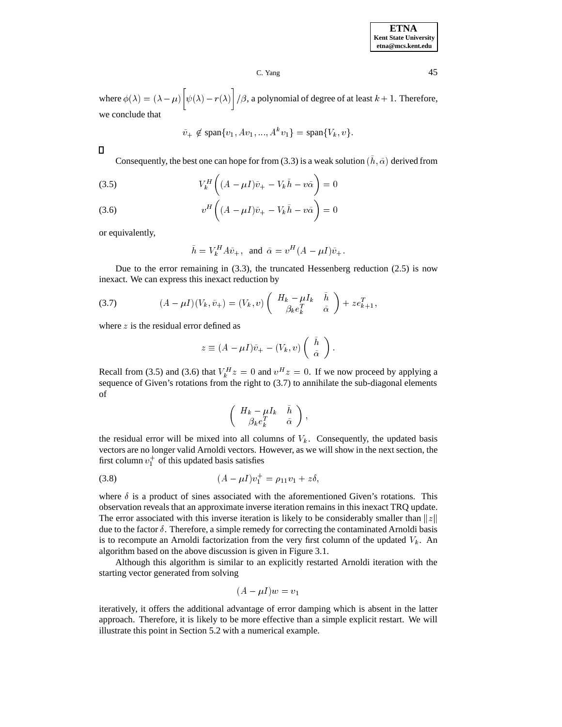where $\phi(\lambda) = (\lambda - \mu)\left[\psi(\lambda) - r(\lambda)\right]/\beta$, a polynomial of degree of at least $k+1$. Therefore, we conclude that

$$\bar{v}_+ \notin \text{span}\{v_1, Av_1, ..., A^k v_1\} = \text{span}\{V_k, v\}.$$

□

Consequently, the best one can hope for from (3.3) is a weak solution $(\bar{h}, \bar{\alpha})$ derived from

$$V_k^H \left( (A - \mu I)\bar{v}_+ - V_k \bar{h} - v\bar{\alpha} \right) = 0 \tag{3.5}$$

$$v^H \left( (A - \mu I)\bar{v}_+ - V_k \bar{h} - v\bar{\alpha} \right) = 0 \tag{3.6}$$

or equivalently,

$$\bar{h} = V_k^H A \bar{v}_+, \text{ and } \bar{\alpha} = v^H (A - \mu I)\bar{v}_+.$$

Due to the error remaining in (3.3), the truncated Hessenberg reduction (2.5) is now inexact. We can express this inexact reduction by

$$(A - \mu I)(V_k, \bar{v}_+) = (V_k, v) \begin{pmatrix} H_k - \mu I_k & \bar{h} \\ \beta_k e_k^T & \bar{\alpha} \end{pmatrix} + z e_{k+1}^T, \tag{3.7}$$

where $z$ is the residual error defined as

$$z \equiv (A - \mu I)\bar{v}_+ - (V_k, v) \begin{pmatrix} \bar{h} \\ \bar{\alpha} \end{pmatrix}.$$

Recall from (3.5) and (3.6) that $V_k^H z = 0$ and $v^H z = 0$. If we now proceed by applying a sequence of Given's rotations from the right to (3.7) to annihilate the sub-diagonal elements of

$$\begin{pmatrix} H_k - \mu I_k & \bar{h} \\ \beta_k e_k^T & \bar{\alpha} \end{pmatrix},$$

the residual error will be mixed into all columns of $V_k$. Consequently, the updated basis vectors are no longer valid Arnoldi vectors. However, as we will show in the next section, the first column $v_1^+$ of this updated basis satisfies

$$(A - \mu I)v_1^+ = \rho_{11} v_1 + z\delta, \tag{3.8}$$

where $\delta$ is a product of sines associated with the aforementioned Given's rotations. This observation reveals that an approximate inverse iteration remains in this inexact TRQ update. The error associated with this inverse iteration is likely to be considerably smaller than $\|z\|$ due to the factor $\delta$. Therefore, a simple remedy for correcting the contaminated Arnoldi basis is to recompute an Arnoldi factorization from the very first column of the updated $V_k$. An algorithm based on the above discussion is given in Figure 3.1.

Although this algorithm is similar to an explicitly restarted Arnoldi iteration with the starting vector generated from solving

$$(A - \mu I)w = v_1$$

iteratively, it offers the additional advantage of error damping which is absent in the latter approach. Therefore, it is likely to be more effective than a simple explicit restart. We will illustrate this point in Section 5.2 with a numerical example.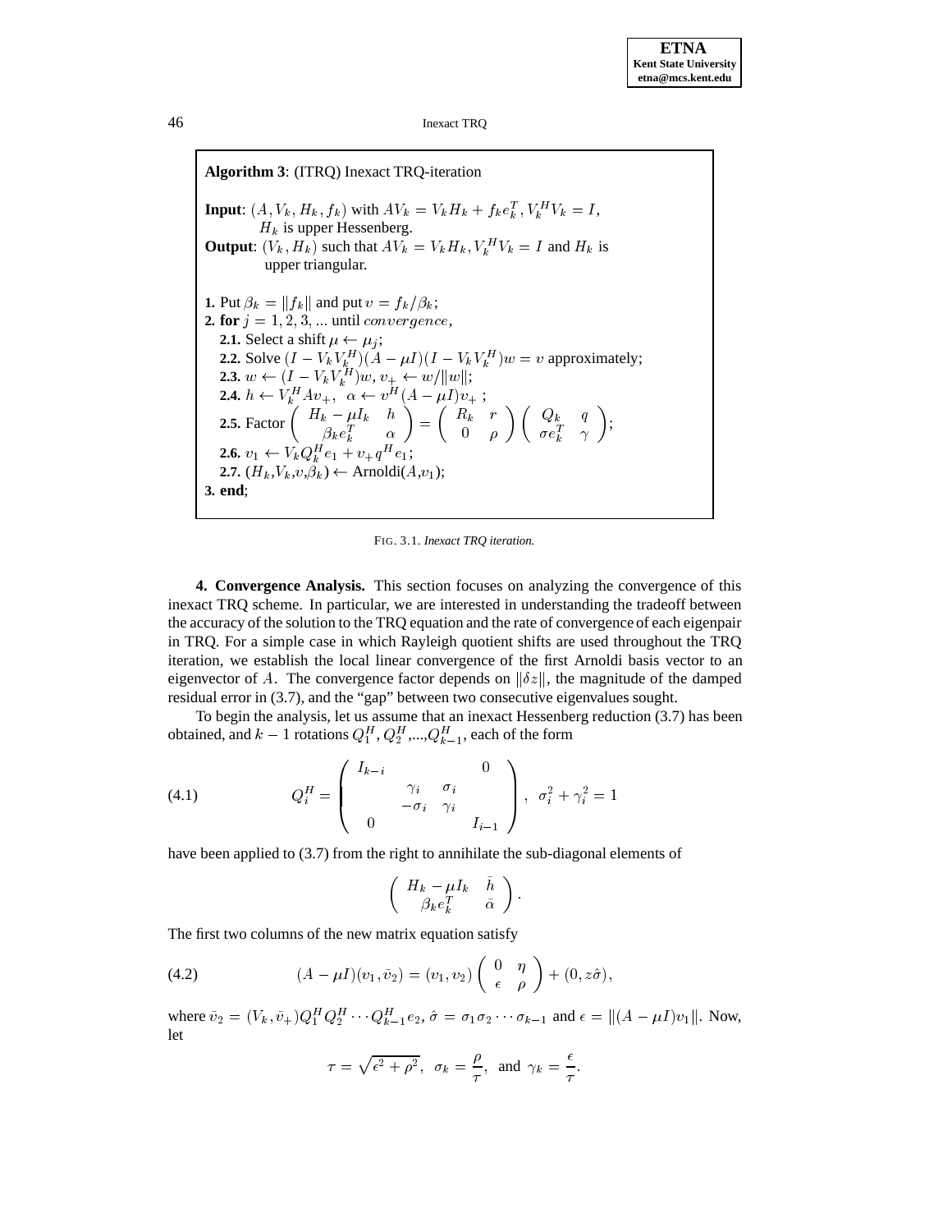**Algorithm 3**: (ITRQ) Inexact TRQ-iteration

**Input**: $(A, V_k, H_k, f_k)$ with $AV_k = V_k H_k + f_k e_k^T, V_k^H V_k = I$, 
 $H_k$ is upper Hessenberg.
**Output**: $(V_k, H_k)$ such that $AV_k = V_k H_k, V_k^H V_k = I$ and $H_k$ is upper triangular.

**1.** Put $\beta_k = \|f_k\|$ and put $v = f_k/\beta_k$;
**2. for** $j = 1, 2, 3, ...$ until $convergence$,
 **2.1.** Select a shift $\mu \leftarrow \mu_j$;
 **2.2.** Solve $(I - V_k V_k^H)(A - \mu I)(I - V_k V_k^H)w = v$ approximately;
 **2.3.** $w \leftarrow (I - V_k V_k^H)w, v_+ \leftarrow w/\|w\|$;
 **2.4.** $h \leftarrow V_k^H A v_+, \ \alpha \leftarrow v^H(A - \mu I)v_+$ ;
 **2.5.** Factor $\begin{pmatrix} H_k - \mu I_k & h \\ \beta_k e_k^T & \alpha \end{pmatrix} = \begin{pmatrix} R_k & r \\ 0 & \rho \end{pmatrix} \begin{pmatrix} Q_k & q \\ \sigma e_k^T & \gamma \end{pmatrix}$;
 **2.6.** $v_1 \leftarrow V_k Q_k^H e_1 + v_+ q^H e_1$;
 **2.7.** $(H_k, V_k, v, \beta_k) \leftarrow$ Arnoldi$(A, v_1)$;
**3. end**;

FIG. 3.1. *Inexact TRQ iteration.*

**4. Convergence Analysis.** This section focuses on analyzing the convergence of this inexact TRQ scheme. In particular, we are interested in understanding the tradeoff between the accuracy of the solution to the TRQ equation and the rate of convergence of each eigenpair in TRQ. For a simple case in which Rayleigh quotient shifts are used throughout the TRQ iteration, we establish the local linear convergence of the first Arnoldi basis vector to an eigenvector of $A$. The convergence factor depends on $\|\delta z\|$, the magnitude of the damped residual error in (3.7), and the "gap" between two consecutive eigenvalues sought.

To begin the analysis, let us assume that an inexact Hessenberg reduction (3.7) has been obtained, and $k-1$ rotations $Q_1^H, Q_2^H, ..., Q_{k-1}^H$, each of the form

$$Q_i^H = \begin{pmatrix} I_{k-i} & & & 0 \\ & \gamma_i & \sigma_i & \\ & -\sigma_i & \gamma_i & \\ 0 & & & I_{i-1} \end{pmatrix}, \ \ \sigma_i^2 + \gamma_i^2 = 1 \tag{4.1}$$

have been applied to (3.7) from the right to annihilate the sub-diagonal elements of

$$\begin{pmatrix} H_k - \mu I_k & \bar{h} \\ \beta_k e_k^T & \bar{\alpha} \end{pmatrix}.$$

The first two columns of the new matrix equation satisfy

$$(A - \mu I)(v_1, \bar{v}_2) = (v_1, v_2) \begin{pmatrix} 0 & \eta \\ \epsilon & \rho \end{pmatrix} + (0, z\hat{\sigma}), \tag{4.2}$$

where $\bar{v}_2 = (V_k, \bar{v}_+)Q_1^H Q_2^H \cdots Q_{k-1}^H e_2$, $\hat{\sigma} = \sigma_1 \sigma_2 \cdots \sigma_{k-1}$ and $\epsilon = \|(A - \mu I)v_1\|$. Now, let

$$\tau = \sqrt{\epsilon^2 + \rho^2}, \ \ \sigma_k = \frac{\rho}{\tau}, \ \text{ and } \ \gamma_k = \frac{\epsilon}{\tau}.$$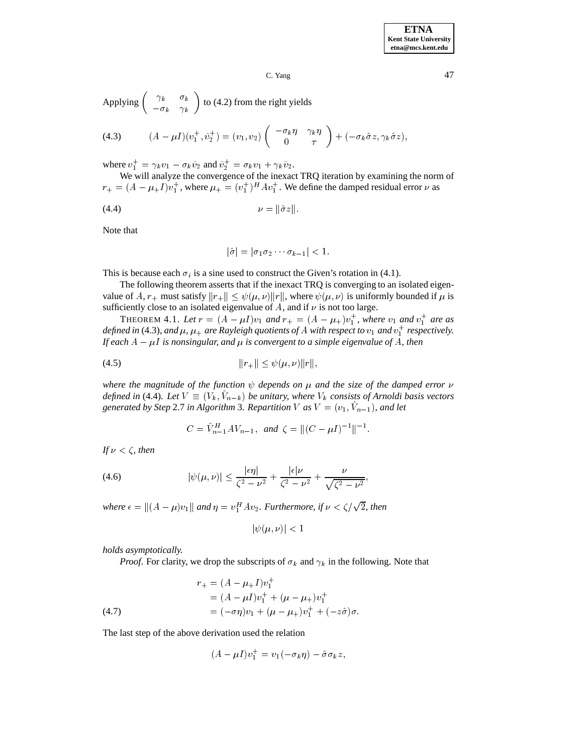Applying $\begin{pmatrix} \gamma_k & \sigma_k \\ -\sigma_k & \gamma_k \end{pmatrix}$ to (4.2) from the right yields

$$
(4.3) \qquad (A - \mu I)(v_1^+, \bar{v}_2^+) = (v_1, v_2) \begin{pmatrix} -\sigma_k \eta & \gamma_k \eta \\ 0 & \tau \end{pmatrix} + (-\sigma_k \hat{\sigma} z, \gamma_k \hat{\sigma} z),
$$

where $v_1^+ = \gamma_k v_1 - \sigma_k \bar{v}_2$ and $\bar{v}_2^+ = \sigma_k v_1 + \gamma_k \bar{v}_2$.

We will analyze the convergence of the inexact TRQ iteration by examining the norm of $r_+ = (A - \mu_+ I)v_1^+$, where $\mu_+ = (v_1^+)^H A v_1^+$. We define the damped residual error $\nu$ as

$$
(4.4) \qquad \nu = \|\hat{\sigma} z\|.
$$

Note that

$$
|\hat{\sigma}| = |\sigma_1 \sigma_2 \cdots \sigma_{k-1}| < 1.
$$

This is because each $\sigma_i$ is a sine used to construct the Given's rotation in (4.1).

The following theorem asserts that if the inexact TRQ is converging to an isolated eigenvalue of $A$, $r_+$ must satisfy $\|r_+\| \leq \psi(\mu, \nu)\|r\|$, where $\psi(\mu, \nu)$ is uniformly bounded if $\mu$ is sufficiently close to an isolated eigenvalue of $A$, and if $\nu$ is not too large.

THEOREM 4.1. *Let $r = (A - \mu I)v_1$ and $r_+ = (A - \mu_+)v_1^+$, where $v_1$ and $v_1^+$ are as defined in* (4.3)*, and $\mu$, $\mu_+$ are Rayleigh quotients of $A$ with respect to $v_1$ and $v_1^+$ respectively. If each $A - \mu I$ is nonsingular, and $\mu$ is convergent to a simple eigenvalue of $A$, then*

$$
(4.5) \qquad \|r_+\| \leq \psi(\mu, \nu)\|r\|,
$$

*where the magnitude of the function $\psi$ depends on $\mu$ and the size of the damped error $\nu$ defined in* (4.4)*. Let $V \equiv (V_k, \hat{V}_{n-k})$ be unitary, where $V_k$ consists of Arnoldi basis vectors generated by Step* 2.7 *in Algorithm* 3*. Repartition $V$ as $V = (v_1, \hat{V}_{n-1})$, and let*

$$
C = \hat{V}_{n-1}^H A V_{n-1}, \text{ and } \zeta = \|(C - \mu I)^{-1}\|^{-1}.
$$

*If $\nu < \zeta$, then*

$$
(4.6) \qquad |\psi(\mu, \nu)| \leq \frac{|\epsilon \eta|}{\zeta^2 - \nu^2} + \frac{|\epsilon|\nu}{\zeta^2 - \nu^2} + \frac{\nu}{\sqrt{\zeta^2 - \nu^2}},
$$

*where $\epsilon = \|(A - \mu)v_1\|$ and $\eta = v_1^H A v_2$. Furthermore, if $\nu < \zeta/\sqrt{2}$, then*

$$
|\psi(\mu, \nu)| < 1
$$

*holds asymptotically.*

*Proof.* For clarity, we drop the subscripts of $\sigma_k$ and $\gamma_k$ in the following. Note that

$$
\begin{aligned}
r_+ &= (A - \mu_+ I)v_1^+ \\
&= (A - \mu I)v_1^+ + (\mu - \mu_+)v_1^+ \\
&= (-\sigma\eta)v_1 + (\mu - \mu_+)v_1^+ + (-z\hat{\sigma})\sigma.
\end{aligned} \qquad (4.7)
$$

The last step of the above derivation used the relation

$$
(A - \mu I)v_1^+ = v_1(-\sigma_k \eta) - \hat{\sigma}\sigma_k z,
$$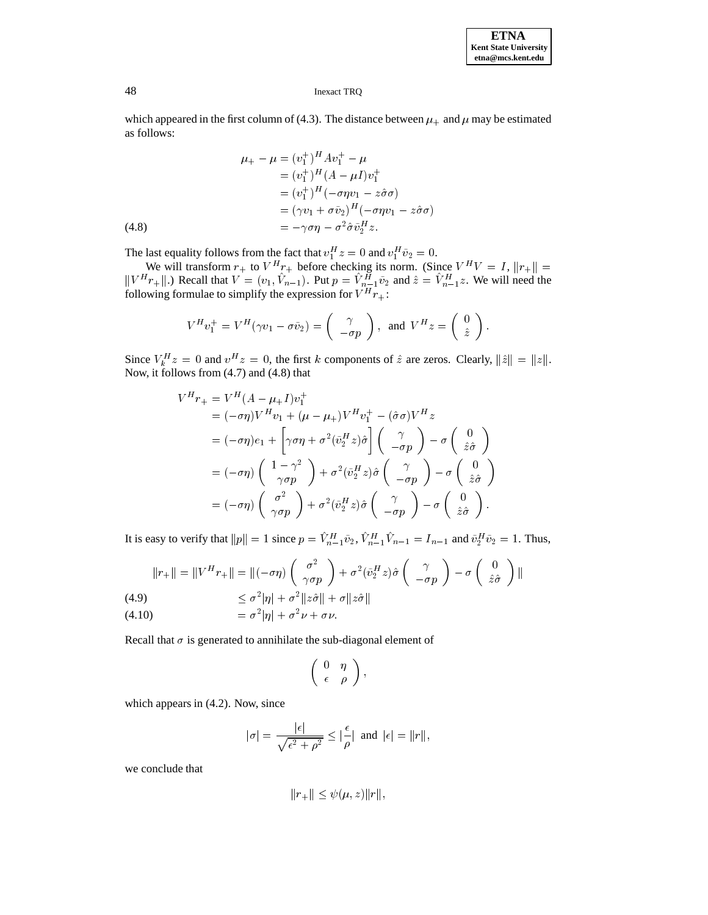which appeared in the first column of (4.3). The distance between $\mu_+$ and $\mu$ may be estimated as follows:

$$
\begin{aligned}
\mu_+ - \mu &= (v_1^+)^H A v_1^+ - \mu \\
&= (v_1^+)^H (A - \mu I) v_1^+ \\
&= (v_1^+)^H (-\sigma\eta v_1 - z\hat{\sigma}\sigma) \\
&= (\gamma v_1 + \sigma \bar{v}_2)^H (-\sigma\eta v_1 - z\hat{\sigma}\sigma) \\
&= -\gamma\sigma\eta - \sigma^2 \hat{\sigma} \bar{v}_2^H z.
\end{aligned} \tag{4.8}
$$

The last equality follows from the fact that $v_1^H z = 0$ and $v_1^H \bar{v}_2 = 0$.

We will transform $r_+$ to $V^H r_+$ before checking its norm. (Since $V^H V = I$, $\|r_+\| = \|V^H r_+\|$.) Recall that $V = (v_1, \hat{V}_{n-1})$. Put $p = \hat{V}_{n-1}^H \bar{v}_2$ and $\hat{z} = \hat{V}_{n-1}^H z$. We will need the following formulae to simplify the expression for $V^H r_+$:

$$
V^H v_1^+ = V^H(\gamma v_1 - \sigma \bar{v}_2) = \begin{pmatrix} \gamma \\ -\sigma p \end{pmatrix}, \text{ and } V^H z = \begin{pmatrix} 0 \\ \hat{z} \end{pmatrix}.
$$

Since $V_k^H z = 0$ and $v^H z = 0$, the first $k$ components of $\hat{z}$ are zeros. Clearly, $\|\hat{z}\| = \|z\|$. Now, it follows from (4.7) and (4.8) that

$$
\begin{aligned}
V^H r_+ &= V^H (A - \mu_+ I) v_1^+ \\
&= (-\sigma\eta) V^H v_1 + (\mu - \mu_+) V^H v_1^+ - (\hat{\sigma}\sigma) V^H z \\
&= (-\sigma\eta) e_1 + \left[\gamma\sigma\eta + \sigma^2 (\bar{v}_2^H z)\hat{\sigma}\right] \begin{pmatrix} \gamma \\ -\sigma p \end{pmatrix} - \sigma \begin{pmatrix} 0 \\ \hat{z}\hat{\sigma} \end{pmatrix} \\
&= (-\sigma\eta) \begin{pmatrix} 1 - \gamma^2 \\ \gamma\sigma p \end{pmatrix} + \sigma^2 (\bar{v}_2^H z)\hat{\sigma} \begin{pmatrix} \gamma \\ -\sigma p \end{pmatrix} - \sigma \begin{pmatrix} 0 \\ \hat{z}\hat{\sigma} \end{pmatrix} \\
&= (-\sigma\eta) \begin{pmatrix} \sigma^2 \\ \gamma\sigma p \end{pmatrix} + \sigma^2 (\bar{v}_2^H z)\hat{\sigma} \begin{pmatrix} \gamma \\ -\sigma p \end{pmatrix} - \sigma \begin{pmatrix} 0 \\ \hat{z}\hat{\sigma} \end{pmatrix}.
\end{aligned}
$$

It is easy to verify that $\|p\| = 1$ since $p = \hat{V}_{n-1}^H \bar{v}_2$, $\hat{V}_{n-1}^H \hat{V}_{n-1} = I_{n-1}$ and $\bar{v}_2^H \bar{v}_2 = 1$. Thus,

$$
\|r_+\| = \|V^H r_+\| = \|(-\sigma\eta) \begin{pmatrix} \sigma^2 \\ \gamma\sigma p \end{pmatrix} + \sigma^2 (\bar{v}_2^H z)\hat{\sigma} \begin{pmatrix} \gamma \\ -\sigma p \end{pmatrix} - \sigma \begin{pmatrix} 0 \\ \hat{z}\hat{\sigma} \end{pmatrix}\|
$$

$$
\le \sigma^2 |\eta| + \sigma^2 \|z\hat{\sigma}\| + \sigma \|z\hat{\sigma}\| \tag{4.9}
$$

$$
= \sigma^2 |\eta| + \sigma^2 \nu + \sigma\nu. \tag{4.10}
$$

Recall that $\sigma$ is generated to annihilate the sub-diagonal element of

$$
\begin{pmatrix} 0 & \eta \\ \epsilon & \rho \end{pmatrix},
$$

which appears in (4.2). Now, since

$$
|\sigma| = \frac{|\epsilon|}{\sqrt{\epsilon^2 + \rho^2}} \le |\frac{\epsilon}{\rho}| \text{ and } |\epsilon| = \|r\|,
$$

we conclude that

$$
\|r_+\| \le \psi(\mu, z)\|r\|,
$$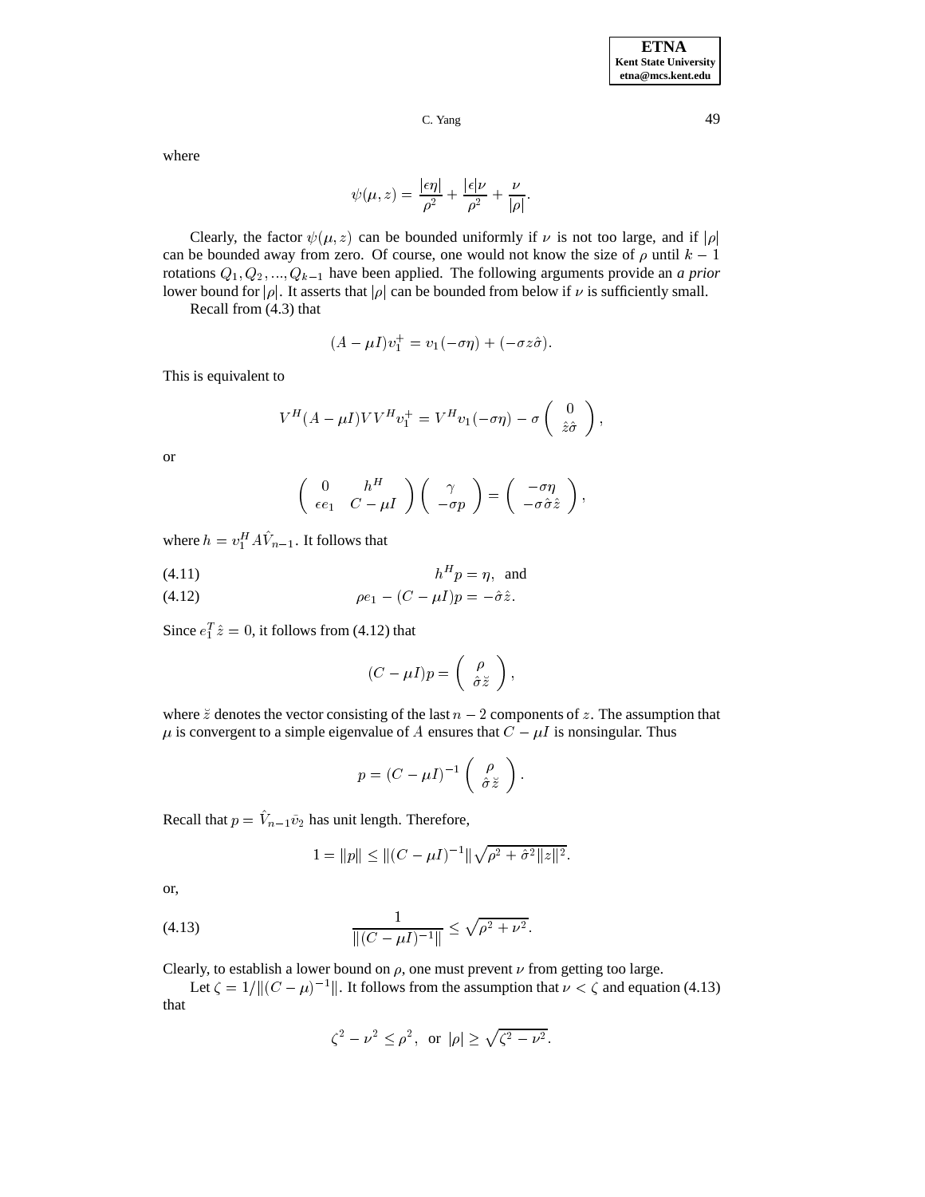where

$$\psi(\mu, z) = \frac{|\epsilon\eta|}{\rho^2} + \frac{|\epsilon|\nu}{\rho^2} + \frac{\nu}{|\rho|}.$$

Clearly, the factor $\psi(\mu, z)$ can be bounded uniformly if $\nu$ is not too large, and if $|\rho|$ can be bounded away from zero. Of course, one would not know the size of $\rho$ until $k-1$ rotations $Q_1, Q_2, ..., Q_{k-1}$ have been applied. The following arguments provide an *a prior* lower bound for $|\rho|$. It asserts that $|\rho|$ can be bounded from below if $\nu$ is sufficiently small.

Recall from (4.3) that

$$(A - \mu I)v_1^+ = v_1(-\sigma\eta) + (-\sigma z\hat{\sigma}).$$

This is equivalent to

$$V^H(A - \mu I)VV^H v_1^+ = V^H v_1(-\sigma\eta) - \sigma \begin{pmatrix} 0 \\ \hat{z}\hat{\sigma} \end{pmatrix},$$

or

$$\begin{pmatrix} 0 & h^H \\ \epsilon e_1 & C - \mu I \end{pmatrix} \begin{pmatrix} \gamma \\ -\sigma p \end{pmatrix} = \begin{pmatrix} -\sigma\eta \\ -\sigma\hat{\sigma}\hat{z} \end{pmatrix},$$

where $h = v_1^H A\hat{V}_{n-1}$. It follows that

$$h^H p = \eta, \quad \text{and} \tag{4.11}$$

$$\rho e_1 - (C - \mu I)p = -\hat{\sigma}\hat{z}. \tag{4.12}$$

Since $e_1^T\hat{z} = 0$, it follows from (4.12) that

$$(C - \mu I)p = \begin{pmatrix} \rho \\ \hat{\sigma}\breve{z} \end{pmatrix},$$

where $\breve{z}$ denotes the vector consisting of the last $n-2$ components of $z$. The assumption that $\mu$ is convergent to a simple eigenvalue of $A$ ensures that $C - \mu I$ is nonsingular. Thus

$$p = (C - \mu I)^{-1} \begin{pmatrix} \rho \\ \hat{\sigma}\breve{z} \end{pmatrix}.$$

Recall that $p = \hat{V}_{n-1}\bar{v}_2$ has unit length. Therefore,

$$1 = \|p\| \leq \|(C - \mu I)^{-1}\| \sqrt{\rho^2 + \hat{\sigma}^2\|z\|^2}.$$

or,

$$\frac{1}{\|(C - \mu I)^{-1}\|} \leq \sqrt{\rho^2 + \nu^2}. \tag{4.13}$$

Clearly, to establish a lower bound on $\rho$, one must prevent $\nu$ from getting too large.

Let $\zeta = 1/\|(C - \mu)^{-1}\|$. It follows from the assumption that $\nu < \zeta$ and equation (4.13) that

$$\zeta^2 - \nu^2 \leq \rho^2, \text{ or } |\rho| \geq \sqrt{\zeta^2 - \nu^2}.$$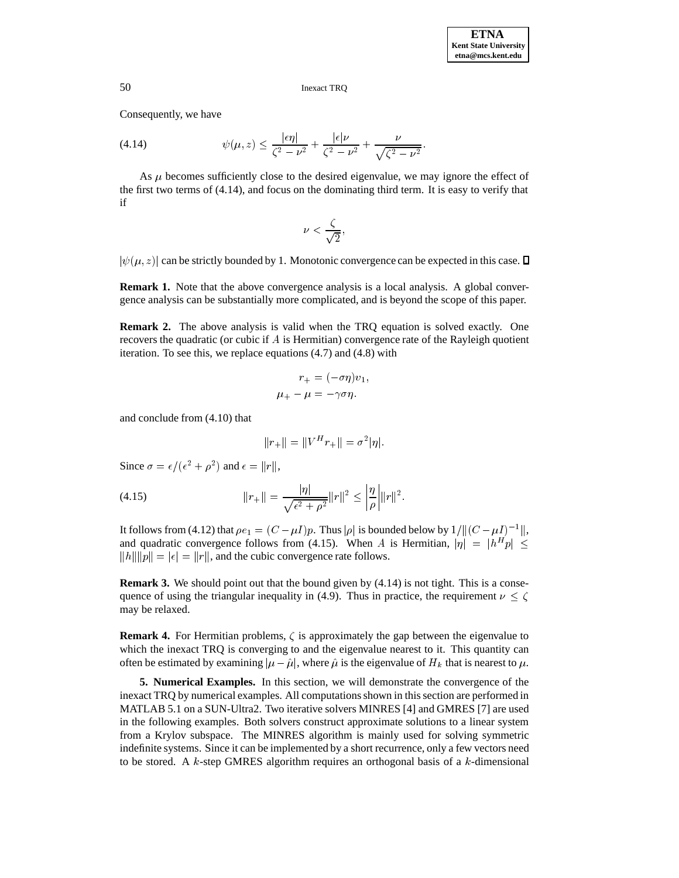Consequently, we have

$$\psi(\mu, z) \leq \frac{|\epsilon\eta|}{\zeta^2 - \nu^2} + \frac{|\epsilon|\nu}{\zeta^2 - \nu^2} + \frac{\nu}{\sqrt{\zeta^2 - \nu^2}}. \tag{4.14}$$

As $\mu$ becomes sufficiently close to the desired eigenvalue, we may ignore the effect of the first two terms of (4.14), and focus on the dominating third term. It is easy to verify that if

$$\nu < \frac{\zeta}{\sqrt{2}},$$

$|\psi(\mu, z)|$ can be strictly bounded by 1. Monotonic convergence can be expected in this case. □

**Remark 1.** Note that the above convergence analysis is a local analysis. A global convergence analysis can be substantially more complicated, and is beyond the scope of this paper.

**Remark 2.** The above analysis is valid when the TRQ equation is solved exactly. One recovers the quadratic (or cubic if $A$ is Hermitian) convergence rate of the Rayleigh quotient iteration. To see this, we replace equations (4.7) and (4.8) with

$$\begin{aligned} r_+ &= (-\sigma\eta)v_1, \\ \mu_+ - \mu &= -\gamma\sigma\eta. \end{aligned}$$

and conclude from (4.10) that

$$\|r_+\| = \|V^H r_+\| = \sigma^2|\eta|.$$

Since $\sigma = \epsilon/(\epsilon^2 + \rho^2)$ and $\epsilon = \|r\|$,

$$\|r_+\| = \frac{|\eta|}{\sqrt{\epsilon^2 + \rho^2}}\|r\|^2 \leq \left|\frac{\eta}{\rho}\right|\|r\|^2. \tag{4.15}$$

It follows from (4.12) that $\rho e_1 = (C - \mu I)p$. Thus $|\rho|$ is bounded below by $1/\|(C - \mu I)^{-1}\|$, and quadratic convergence follows from (4.15). When $A$ is Hermitian, $|\eta| = |h^H p| \leq \|h\|\|p\| = |\epsilon| = \|r\|$, and the cubic convergence rate follows.

**Remark 3.** We should point out that the bound given by (4.14) is not tight. This is a consequence of using the triangular inequality in (4.9). Thus in practice, the requirement $\nu \leq \zeta$ may be relaxed.

**Remark 4.** For Hermitian problems, $\zeta$ is approximately the gap between the eigenvalue to which the inexact TRQ is converging to and the eigenvalue nearest to it. This quantity can often be estimated by examining $|\mu - \hat{\mu}|$, where $\hat{\mu}$ is the eigenvalue of $H_k$ that is nearest to $\mu$.

## 5. Numerical Examples.

In this section, we will demonstrate the convergence of the inexact TRQ by numerical examples. All computations shown in this section are performed in MATLAB 5.1 on a SUN-Ultra2. Two iterative solvers MINRES [4] and GMRES [7] are used in the following examples. Both solvers construct approximate solutions to a linear system from a Krylov subspace. The MINRES algorithm is mainly used for solving symmetric indefinite systems. Since it can be implemented by a short recurrence, only a few vectors need to be stored. A $k$-step GMRES algorithm requires an orthogonal basis of a $k$-dimensional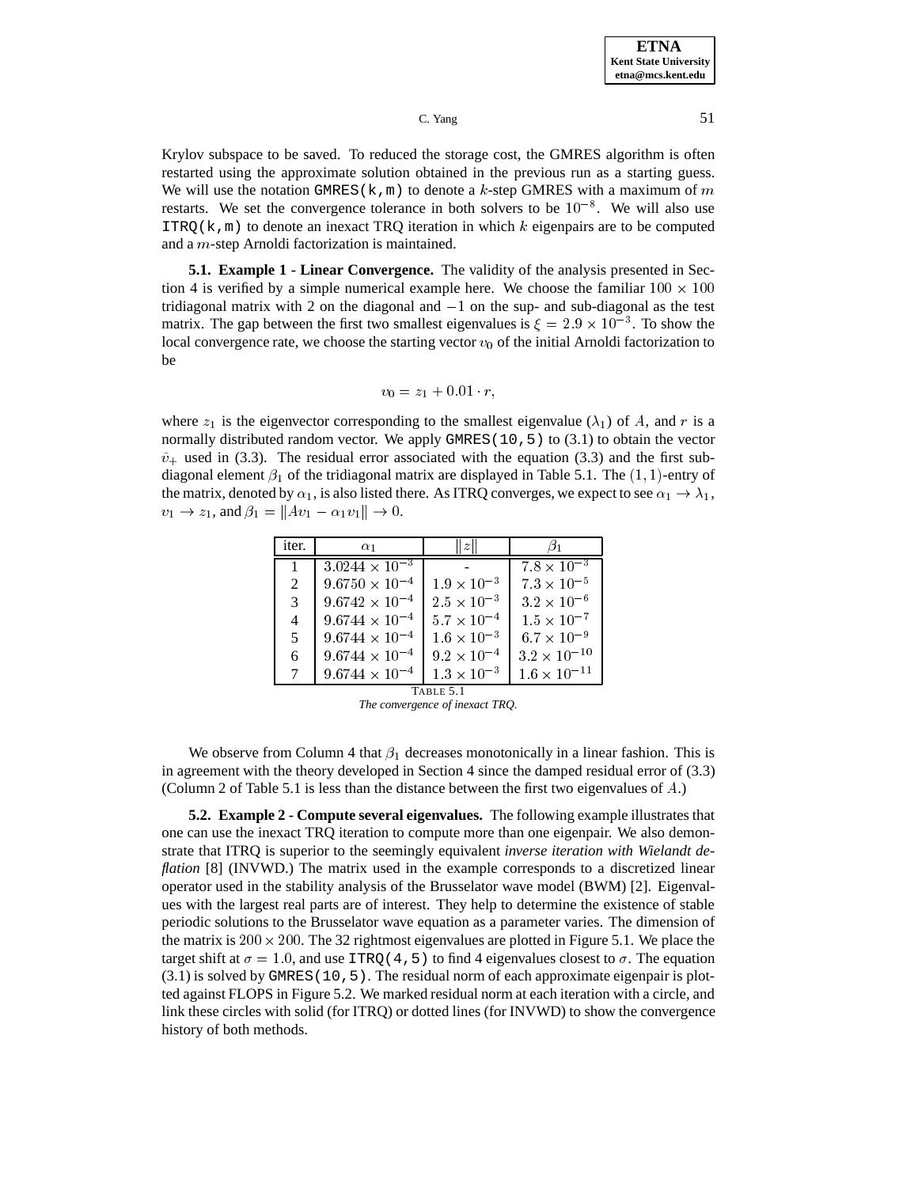Krylov subspace to be saved. To reduced the storage cost, the GMRES algorithm is often restarted using the approximate solution obtained in the previous run as a starting guess. We will use the notation GMRES(k,m) to denote a $k$-step GMRES with a maximum of $m$ restarts. We set the convergence tolerance in both solvers to be $10^{-8}$. We will also use ITRQ(k,m) to denote an inexact TRQ iteration in which $k$ eigenpairs are to be computed and a $m$-step Arnoldi factorization is maintained.

**5.1. Example 1 - Linear Convergence.** The validity of the analysis presented in Section 4 is verified by a simple numerical example here. We choose the familiar $100 \times 100$ tridiagonal matrix with 2 on the diagonal and $-1$ on the sup- and sub-diagonal as the test matrix. The gap between the first two smallest eigenvalues is $\xi = 2.9 \times 10^{-3}$. To show the local convergence rate, we choose the starting vector $v_0$ of the initial Arnoldi factorization to be

$$v_0 = z_1 + 0.01 \cdot r,$$

where $z_1$ is the eigenvector corresponding to the smallest eigenvalue ($\lambda_1$) of $A$, and $r$ is a normally distributed random vector. We apply GMRES(10,5) to (3.1) to obtain the vector $\bar{v}_+$ used in (3.3). The residual error associated with the equation (3.3) and the first sub-diagonal element $\beta_1$ of the tridiagonal matrix are displayed in Table 5.1. The $(1,1)$-entry of the matrix, denoted by $\alpha_1$, is also listed there. As ITRQ converges, we expect to see $\alpha_1 \to \lambda_1$, $v_1 \to z_1$, and $\beta_1 = \|Av_1 - \alpha_1 v_1\| \to 0$.

| iter. | $\alpha_1$ | $\|z\|$ | $\beta_1$ |
|---|---|---|---|
| 1 | $3.0244 \times 10^{-3}$ | - | $7.8 \times 10^{-3}$ |
| 2 | $9.6750 \times 10^{-4}$ | $1.9 \times 10^{-3}$ | $7.3 \times 10^{-5}$ |
| 3 | $9.6742 \times 10^{-4}$ | $2.5 \times 10^{-3}$ | $3.2 \times 10^{-6}$ |
| 4 | $9.6744 \times 10^{-4}$ | $5.7 \times 10^{-4}$ | $1.5 \times 10^{-7}$ |
| 5 | $9.6744 \times 10^{-4}$ | $1.6 \times 10^{-3}$ | $6.7 \times 10^{-9}$ |
| 6 | $9.6744 \times 10^{-4}$ | $9.2 \times 10^{-4}$ | $3.2 \times 10^{-10}$ |
| 7 | $9.6744 \times 10^{-4}$ | $1.3 \times 10^{-3}$ | $1.6 \times 10^{-11}$ |

TABLE 5.1
*The convergence of inexact TRQ.*

We observe from Column 4 that $\beta_1$ decreases monotonically in a linear fashion. This is in agreement with the theory developed in Section 4 since the damped residual error of (3.3) (Column 2 of Table 5.1 is less than the distance between the first two eigenvalues of $A$.)

**5.2. Example 2 - Compute several eigenvalues.** The following example illustrates that one can use the inexact TRQ iteration to compute more than one eigenpair. We also demonstrate that ITRQ is superior to the seemingly equivalent *inverse iteration with Wielandt deflation* [8] (INVWD.) The matrix used in the example corresponds to a discretized linear operator used in the stability analysis of the Brusselator wave model (BWM) [2]. Eigenvalues with the largest real parts are of interest. They help to determine the existence of stable periodic solutions to the Brusselator wave equation as a parameter varies. The dimension of the matrix is $200 \times 200$. The 32 rightmost eigenvalues are plotted in Figure 5.1. We place the target shift at $\sigma = 1.0$, and use ITRQ(4,5) to find 4 eigenvalues closest to $\sigma$. The equation (3.1) is solved by GMRES(10,5). The residual norm of each approximate eigenpair is plotted against FLOPS in Figure 5.2. We marked residual norm at each iteration with a circle, and link these circles with solid (for ITRQ) or dotted lines (for INVWD) to show the convergence history of both methods.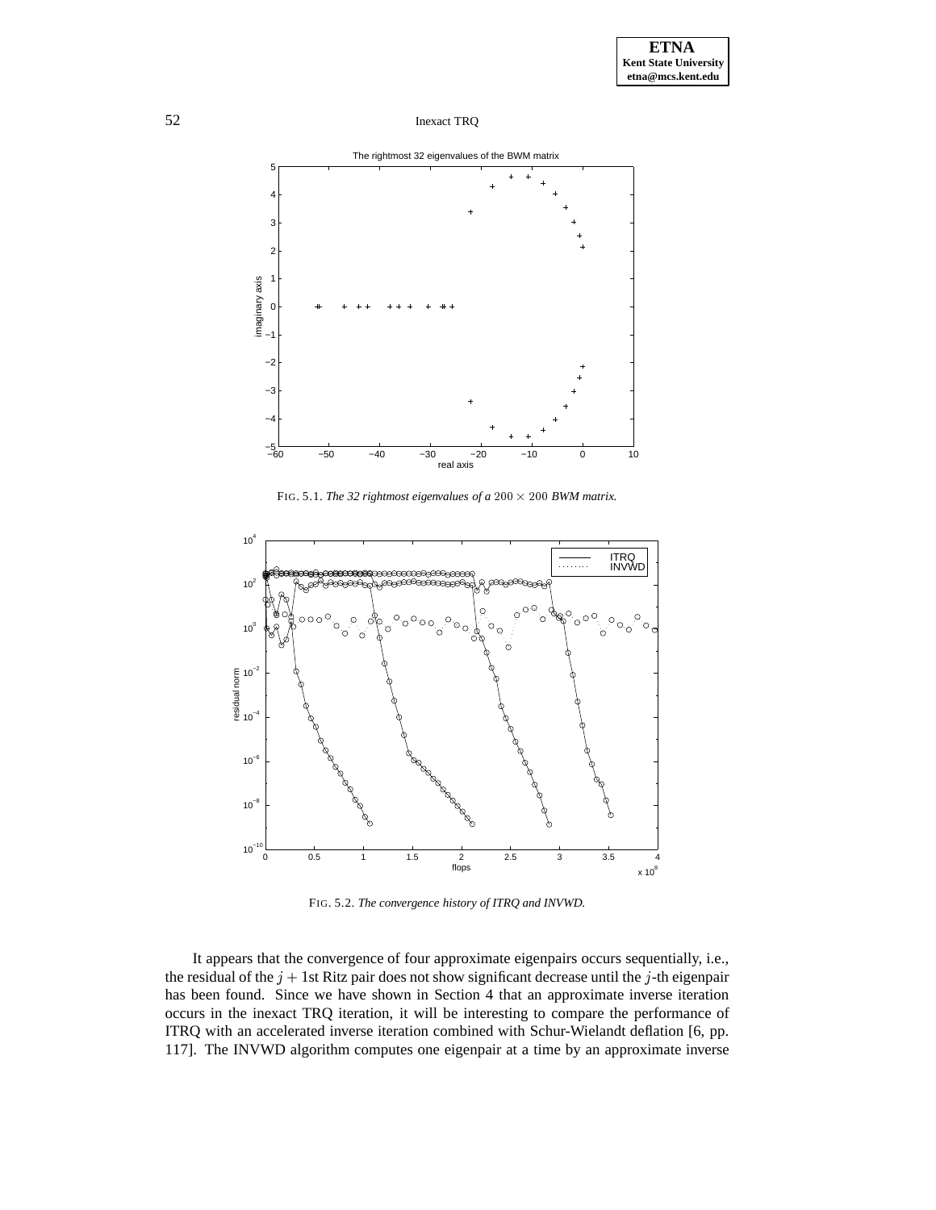FIG. 5.1. *The 32 rightmost eigenvalues of a $200 \times 200$ BWM matrix.*

FIG. 5.2. *The convergence history of ITRQ and INVWD.*

It appears that the convergence of four approximate eigenpairs occurs sequentially, i.e., the residual of the $j+1$st Ritz pair does not show significant decrease until the $j$-th eigenpair has been found. Since we have shown in Section 4 that an approximate inverse iteration occurs in the inexact TRQ iteration, it will be interesting to compare the performance of ITRQ with an accelerated inverse iteration combined with Schur-Wielandt deflation [6, pp. 117]. The INVWD algorithm computes one eigenpair at a time by an approximate inverse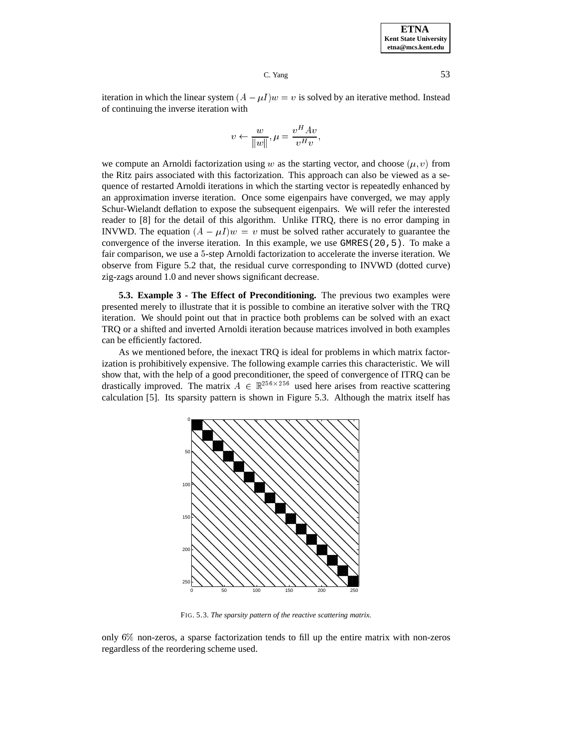iteration in which the linear system $(A - \mu I)w = v$ is solved by an iterative method. Instead of continuing the inverse iteration with

$$v \leftarrow \frac{w}{\|w\|}, \mu = \frac{v^H A v}{v^H v},$$

we compute an Arnoldi factorization using $w$ as the starting vector, and choose $(\mu, v)$ from the Ritz pairs associated with this factorization. This approach can also be viewed as a sequence of restarted Arnoldi iterations in which the starting vector is repeatedly enhanced by an approximation inverse iteration. Once some eigenpairs have converged, we may apply Schur-Wielandt deflation to expose the subsequent eigenpairs. We will refer the interested reader to [8] for the detail of this algorithm. Unlike ITRQ, there is no error damping in INVWD. The equation $(A - \mu I)w = v$ must be solved rather accurately to guarantee the convergence of the inverse iteration. In this example, we use `GMRES(20,5)`. To make a fair comparison, we use a 5-step Arnoldi factorization to accelerate the inverse iteration. We observe from Figure 5.2 that, the residual curve corresponding to INVWD (dotted curve) zig-zags around 1.0 and never shows significant decrease.

**5.3. Example 3 - The Effect of Preconditioning.** The previous two examples were presented merely to illustrate that it is possible to combine an iterative solver with the TRQ iteration. We should point out that in practice both problems can be solved with an exact TRQ or a shifted and inverted Arnoldi iteration because matrices involved in both examples can be efficiently factored.

As we mentioned before, the inexact TRQ is ideal for problems in which matrix factorization is prohibitively expensive. The following example carries this characteristic. We will show that, with the help of a good preconditioner, the speed of convergence of ITRQ can be drastically improved. The matrix $A \in \mathbb{R}^{256\times256}$ used here arises from reactive scattering calculation [5]. Its sparsity pattern is shown in Figure 5.3. Although the matrix itself has

FIG. 5.3. *The sparsity pattern of the reactive scattering matrix.*

only 6% non-zeros, a sparse factorization tends to fill up the entire matrix with non-zeros regardless of the reordering scheme used.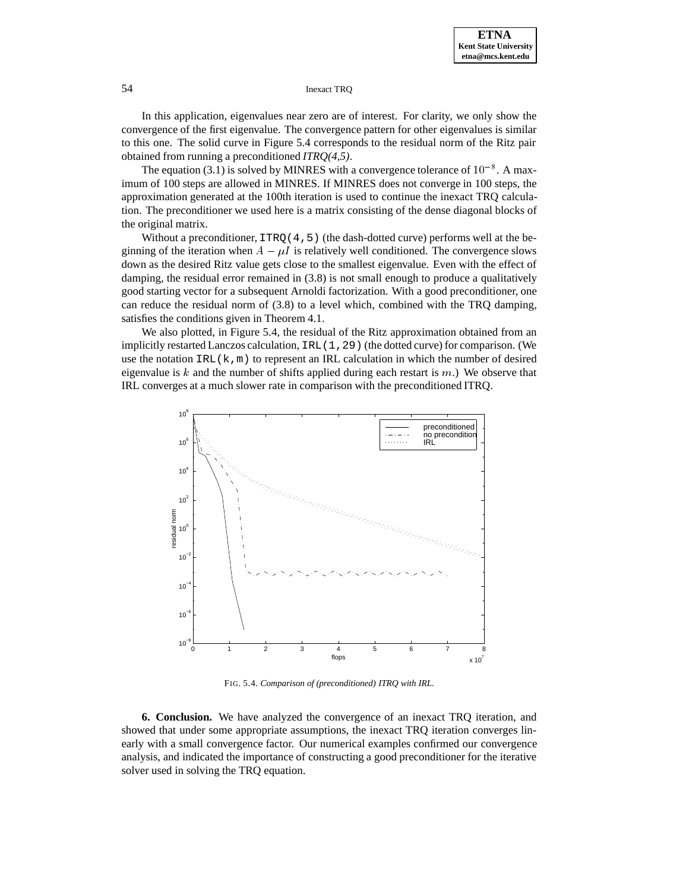In this application, eigenvalues near zero are of interest. For clarity, we only show the convergence of the first eigenvalue. The convergence pattern for other eigenvalues is similar to this one. The solid curve in Figure 5.4 corresponds to the residual norm of the Ritz pair obtained from running a preconditioned *ITRQ(4,5)*.

The equation (3.1) is solved by MINRES with a convergence tolerance of $10^{-8}$. A maximum of 100 steps are allowed in MINRES. If MINRES does not converge in 100 steps, the approximation generated at the 100th iteration is used to continue the inexact TRQ calculation. The preconditioner we used here is a matrix consisting of the dense diagonal blocks of the original matrix.

Without a preconditioner, `ITRQ(4,5)` (the dash-dotted curve) performs well at the beginning of the iteration when $A - \mu I$ is relatively well conditioned. The convergence slows down as the desired Ritz value gets close to the smallest eigenvalue. Even with the effect of damping, the residual error remained in (3.8) is not small enough to produce a qualitatively good starting vector for a subsequent Arnoldi factorization. With a good preconditioner, one can reduce the residual norm of (3.8) to a level which, combined with the TRQ damping, satisfies the conditions given in Theorem 4.1.

We also plotted, in Figure 5.4, the residual of the Ritz approximation obtained from an implicitly restarted Lanczos calculation, `IRL(1,29)` (the dotted curve) for comparison. (We use the notation `IRL(k,m)` to represent an IRL calculation in which the number of desired eigenvalue is $k$ and the number of shifts applied during each restart is $m$.) We observe that IRL converges at a much slower rate in comparison with the preconditioned ITRQ.

FIG. 5.4. *Comparison of (preconditioned) ITRQ with IRL.*

**6. Conclusion.** We have analyzed the convergence of an inexact TRQ iteration, and showed that under some appropriate assumptions, the inexact TRQ iteration converges linearly with a small convergence factor. Our numerical examples confirmed our convergence analysis, and indicated the importance of constructing a good preconditioner for the iterative solver used in solving the TRQ equation.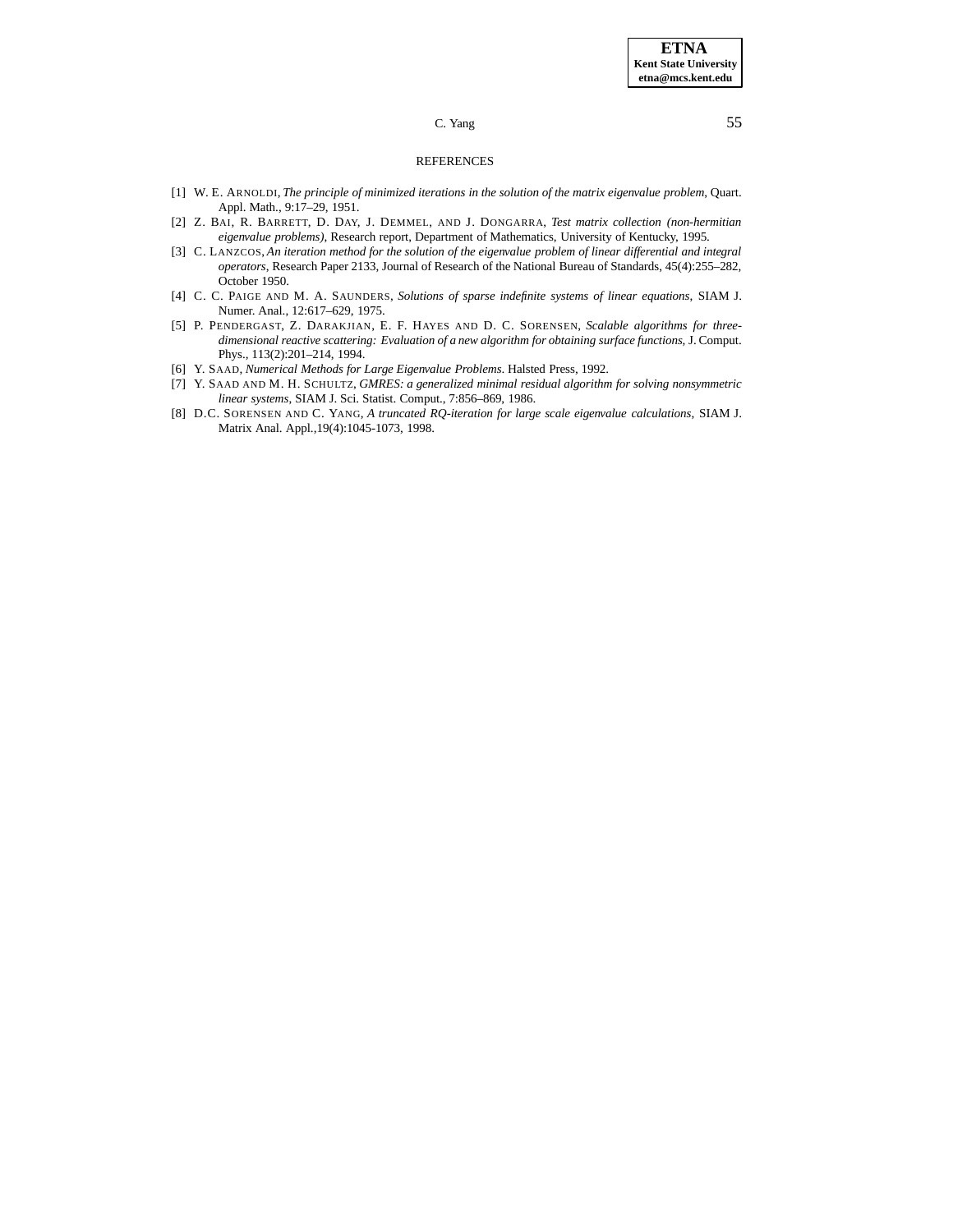## REFERENCES

[1] W. E. ARNOLDI, *The principle of minimized iterations in the solution of the matrix eigenvalue problem*, Quart. Appl. Math., 9:17–29, 1951.

[2] Z. BAI, R. BARRETT, D. DAY, J. DEMMEL, AND J. DONGARRA, *Test matrix collection (non-hermitian eigenvalue problems)*, Research report, Department of Mathematics, University of Kentucky, 1995.

[3] C. LANZCOS, *An iteration method for the solution of the eigenvalue problem of linear differential and integral operators*, Research Paper 2133, Journal of Research of the National Bureau of Standards, 45(4):255–282, October 1950.

[4] C. C. PAIGE AND M. A. SAUNDERS, *Solutions of sparse indefinite systems of linear equations*, SIAM J. Numer. Anal., 12:617–629, 1975.

[5] P. PENDERGAST, Z. DARAKJIAN, E. F. HAYES AND D. C. SORENSEN, *Scalable algorithms for three-dimensional reactive scattering: Evaluation of a new algorithm for obtaining surface functions*, J. Comput. Phys., 113(2):201–214, 1994.

[6] Y. SAAD, *Numerical Methods for Large Eigenvalue Problems*. Halsted Press, 1992.

[7] Y. SAAD AND M. H. SCHULTZ, *GMRES: a generalized minimal residual algorithm for solving nonsymmetric linear systems*, SIAM J. Sci. Statist. Comput., 7:856–869, 1986.

[8] D.C. SORENSEN AND C. YANG, *A truncated RQ-iteration for large scale eigenvalue calculations*, SIAM J. Matrix Anal. Appl.,19(4):1045-1073, 1998.